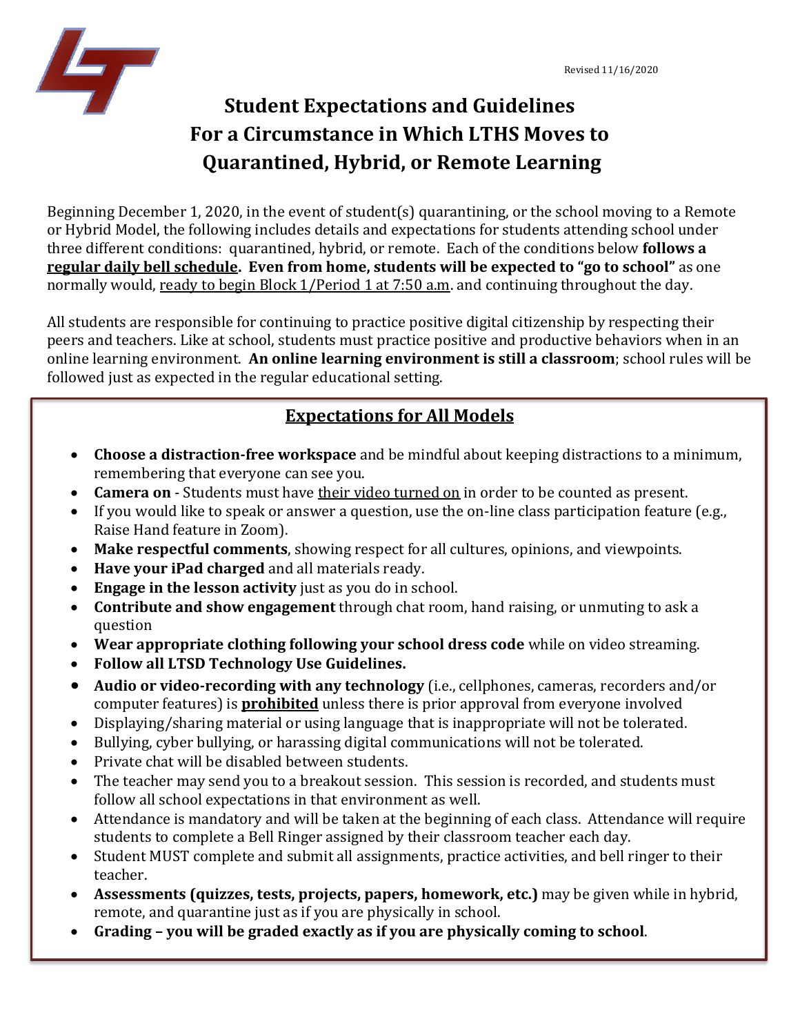Revised 11/16/2020

# Student Expectations and Guidelines For a Circumstance in Which LTHS Moves to Quarantined, Hybrid, or Remote Learning

Beginning December 1, 2020, in the event of student(s) quarantining, or the school moving to a Remote or Hybrid Model, the following includes details and expectations for students attending school under three different conditions: quarantined, hybrid, or remote. Each of the conditions below **follows a regular daily bell schedule. Even from home, students will be expected to "go to school"** as one normally would, ready to begin Block 1/Period 1 at 7:50 a.m. and continuing throughout the day.

All students are responsible for continuing to practice positive digital citizenship by respecting their peers and teachers. Like at school, students must practice positive and productive behaviors when in an online learning environment. **An online learning environment is still a classroom**; school rules will be followed just as expected in the regular educational setting.

## Expectations for All Models

- **Choose a distraction-free workspace** and be mindful about keeping distractions to a minimum, remembering that everyone can see you.
- **Camera on** - Students must have their video turned on in order to be counted as present.
- If you would like to speak or answer a question, use the on-line class participation feature (e.g., Raise Hand feature in Zoom).
- **Make respectful comments**, showing respect for all cultures, opinions, and viewpoints.
- **Have your iPad charged** and all materials ready.
- **Engage in the lesson activity** just as you do in school.
- **Contribute and show engagement** through chat room, hand raising, or unmuting to ask a question
- **Wear appropriate clothing following your school dress code** while on video streaming.
- **Follow all LTSD Technology Use Guidelines.**
- **Audio or video-recording with any technology** (i.e., cellphones, cameras, recorders and/or computer features) is **prohibited** unless there is prior approval from everyone involved
- Displaying/sharing material or using language that is inappropriate will not be tolerated.
- Bullying, cyber bullying, or harassing digital communications will not be tolerated.
- Private chat will be disabled between students.
- The teacher may send you to a breakout session. This session is recorded, and students must follow all school expectations in that environment as well.
- Attendance is mandatory and will be taken at the beginning of each class. Attendance will require students to complete a Bell Ringer assigned by their classroom teacher each day.
- Student MUST complete and submit all assignments, practice activities, and bell ringer to their teacher.
- **Assessments (quizzes, tests, projects, papers, homework, etc.)** may be given while in hybrid, remote, and quarantine just as if you are physically in school.
- **Grading – you will be graded exactly as if you are physically coming to school**.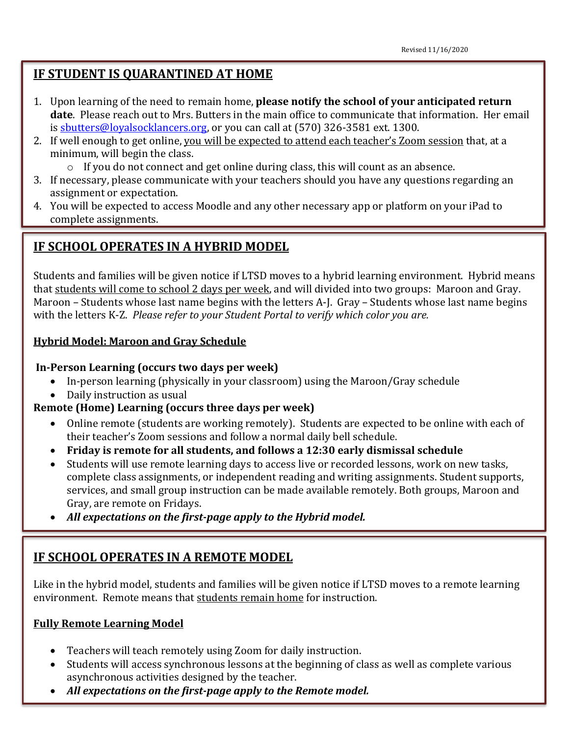Revised 11/16/2020

## IF STUDENT IS QUARANTINED AT HOME

1. Upon learning of the need to remain home, **please notify the school of your anticipated return date**. Please reach out to Mrs. Butters in the main office to communicate that information. Her email is sbutters@loyalsocklancers.org, or you can call at (570) 326-3581 ext. 1300.
2. If well enough to get online, you will be expected to attend each teacher's Zoom session that, at a minimum, will begin the class.
   - If you do not connect and get online during class, this will count as an absence.
3. If necessary, please communicate with your teachers should you have any questions regarding an assignment or expectation.
4. You will be expected to access Moodle and any other necessary app or platform on your iPad to complete assignments.

## IF SCHOOL OPERATES IN A HYBRID MODEL

Students and families will be given notice if LTSD moves to a hybrid learning environment. Hybrid means that students will come to school 2 days per week, and will divided into two groups: Maroon and Gray. Maroon – Students whose last name begins with the letters A-J. Gray – Students whose last name begins with the letters K-Z. *Please refer to your Student Portal to verify which color you are.*

### Hybrid Model: Maroon and Gray Schedule

**In-Person Learning (occurs two days per week)**

- In-person learning (physically in your classroom) using the Maroon/Gray schedule
- Daily instruction as usual

**Remote (Home) Learning (occurs three days per week)**

- Online remote (students are working remotely). Students are expected to be online with each of their teacher's Zoom sessions and follow a normal daily bell schedule.
- **Friday is remote for all students, and follows a 12:30 early dismissal schedule**
- Students will use remote learning days to access live or recorded lessons, work on new tasks, complete class assignments, or independent reading and writing assignments. Student supports, services, and small group instruction can be made available remotely. Both groups, Maroon and Gray, are remote on Fridays.
- ***All expectations on the first-page apply to the Hybrid model.***

## IF SCHOOL OPERATES IN A REMOTE MODEL

Like in the hybrid model, students and families will be given notice if LTSD moves to a remote learning environment. Remote means that students remain home for instruction.

### Fully Remote Learning Model

- Teachers will teach remotely using Zoom for daily instruction.
- Students will access synchronous lessons at the beginning of class as well as complete various asynchronous activities designed by the teacher.
- ***All expectations on the first-page apply to the Remote model.***